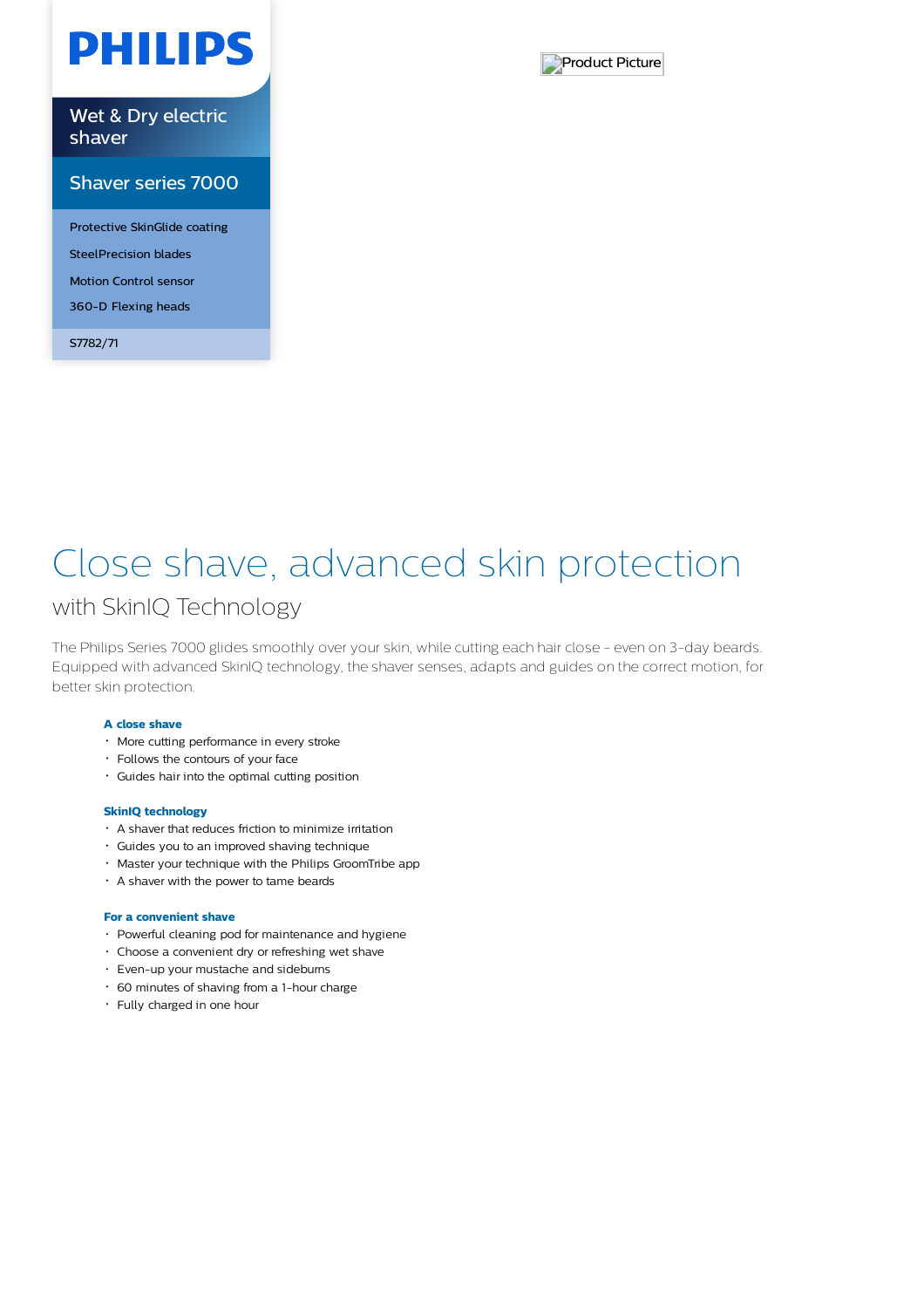PHILIPS

Wet & Dry electric shaver

Shaver series 7000

Protective SkinGlide coating

SteelPrecision blades

Motion Control sensor

360-D Flexing heads

S7782/71

Product Picture

# Close shave, advanced skin protection

## with SkinIQ Technology

The Philips Series 7000 glides smoothly over your skin, while cutting each hair close - even on 3-day beards. Equipped with advanced SkinIQ technology, the shaver senses, adapts and guides on the correct motion, for better skin protection.

### A close shave

- More cutting performance in every stroke
- Follows the contours of your face
- Guides hair into the optimal cutting position

### SkinIQ technology

- A shaver that reduces friction to minimize irritation
- Guides you to an improved shaving technique
- Master your technique with the Philips GroomTribe app
- A shaver with the power to tame beards

### For a convenient shave

- Powerful cleaning pod for maintenance and hygiene
- Choose a convenient dry or refreshing wet shave
- Even-up your mustache and sideburns
- 60 minutes of shaving from a 1-hour charge
- Fully charged in one hour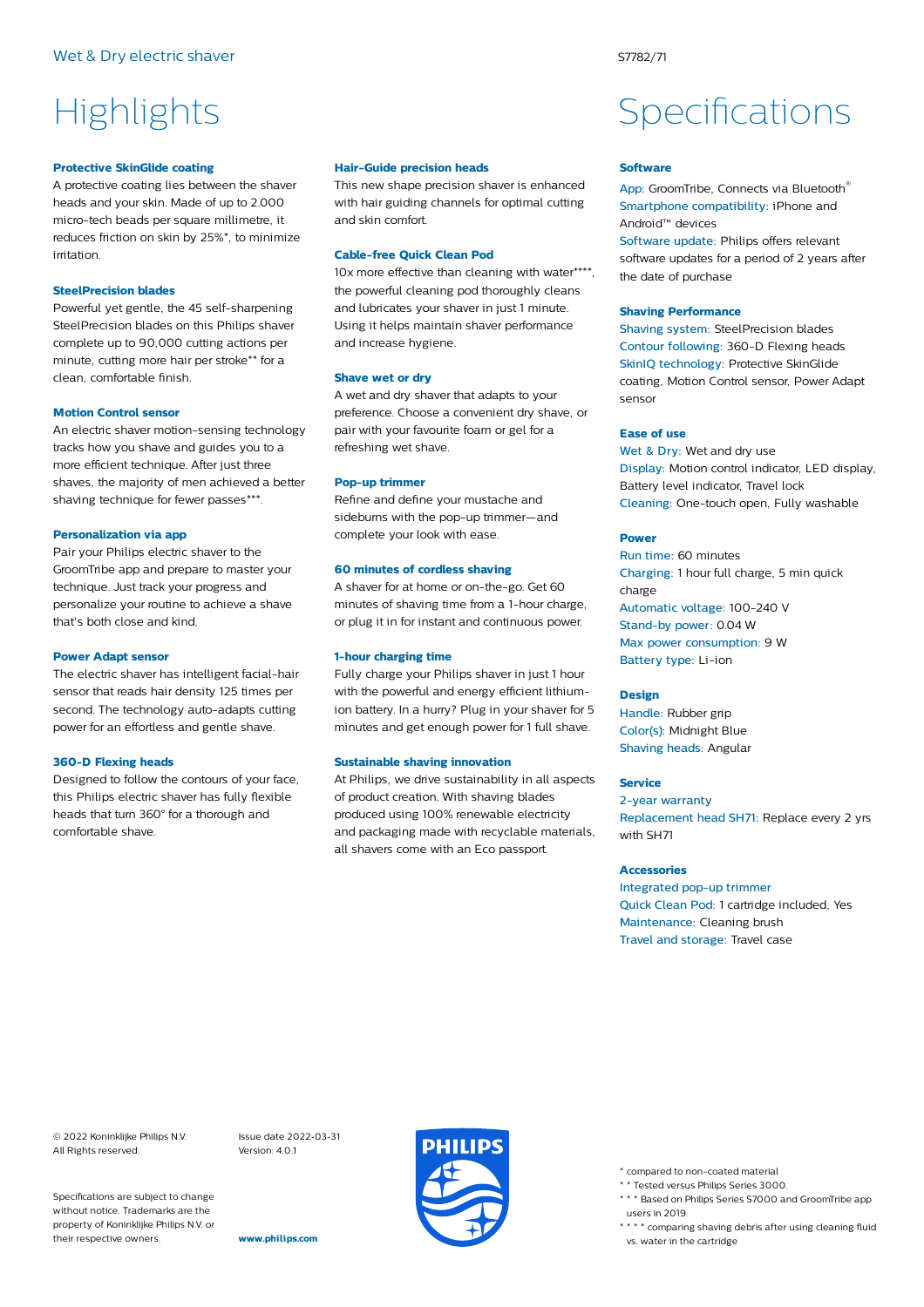Wet & Dry electric shaver

S7782/71

# Highlights

### Protective SkinGlide coating

A protective coating lies between the shaver heads and your skin. Made of up to 2.000 micro-tech beads per square millimetre, it reduces friction on skin by 25%*, to minimize irritation.

### SteelPrecision blades

Powerful yet gentle, the 45 self-sharpening SteelPrecision blades on this Philips shaver complete up to 90,000 cutting actions per minute, cutting more hair per stroke** for a clean, comfortable finish.

### Motion Control sensor

An electric shaver motion-sensing technology tracks how you shave and guides you to a more efficient technique. After just three shaves, the majority of men achieved a better shaving technique for fewer passes***.

### Personalization via app

Pair your Philips electric shaver to the GroomTribe app and prepare to master your technique. Just track your progress and personalize your routine to achieve a shave that's both close and kind.

### Power Adapt sensor

The electric shaver has intelligent facial-hair sensor that reads hair density 125 times per second. The technology auto-adapts cutting power for an effortless and gentle shave.

### 360-D Flexing heads

Designed to follow the contours of your face, this Philips electric shaver has fully flexible heads that turn 360° for a thorough and comfortable shave.

### Hair-Guide precision heads

This new shape precision shaver is enhanced with hair guiding channels for optimal cutting and skin comfort.

### Cable-free Quick Clean Pod

10x more effective than cleaning with water****, the powerful cleaning pod thoroughly cleans and lubricates your shaver in just 1 minute. Using it helps maintain shaver performance and increase hygiene.

### Shave wet or dry

A wet and dry shaver that adapts to your preference. Choose a convenient dry shave, or pair with your favourite foam or gel for a refreshing wet shave.

### Pop-up trimmer

Refine and define your mustache and sideburns with the pop-up trimmer—and complete your look with ease.

### 60 minutes of cordless shaving

A shaver for at home or on-the-go. Get 60 minutes of shaving time from a 1-hour charge, or plug it in for instant and continuous power.

### 1-hour charging time

Fully charge your Philips shaver in just 1 hour with the powerful and energy efficient lithium-ion battery. In a hurry? Plug in your shaver for 5 minutes and get enough power for 1 full shave.

### Sustainable shaving innovation

At Philips, we drive sustainability in all aspects of product creation. With shaving blades produced using 100% renewable electricity and packaging made with recyclable materials, all shavers come with an Eco passport.

# Specifications

### Software

- App: GroomTribe, Connects via Bluetooth®
- Smartphone compatibility: iPhone and Android™ devices
- Software update: Philips offers relevant software updates for a period of 2 years after the date of purchase

### Shaving Performance

- Shaving system: SteelPrecision blades
- Contour following: 360-D Flexing heads
- SkinIQ technology: Protective SkinGlide coating, Motion Control sensor, Power Adapt sensor

### Ease of use

- Wet & Dry: Wet and dry use
- Display: Motion control indicator, LED display, Battery level indicator, Travel lock
- Cleaning: One-touch open, Fully washable

### Power

- Run time: 60 minutes
- Charging: 1 hour full charge, 5 min quick charge
- Automatic voltage: 100-240 V
- Stand-by power: 0.04 W
- Max power consumption: 9 W
- Battery type: Li-ion

### Design

- Handle: Rubber grip
- Color(s): Midnight Blue
- Shaving heads: Angular

### Service

- 2-year warranty
- Replacement head SH71: Replace every 2 yrs with SH71

### Accessories

- Integrated pop-up trimmer
- Quick Clean Pod: 1 cartridge included, Yes
- Maintenance: Cleaning brush
- Travel and storage: Travel case

© 2022 Koninklijke Philips N.V.
All Rights reserved.

Issue date 2022-03-31
Version: 4.0.1

Specifications are subject to change without notice. Trademarks are the property of Koninklijke Philips N.V. or their respective owners.

www.philips.com

\* compared to non-coated material
\* \* Tested versus Philips Series 3000.
\* \* \* Based on Philips Series S7000 and GroomTribe app users in 2019.
\* \* \* \* comparing shaving debris after using cleaning fluid vs. water in the cartridge